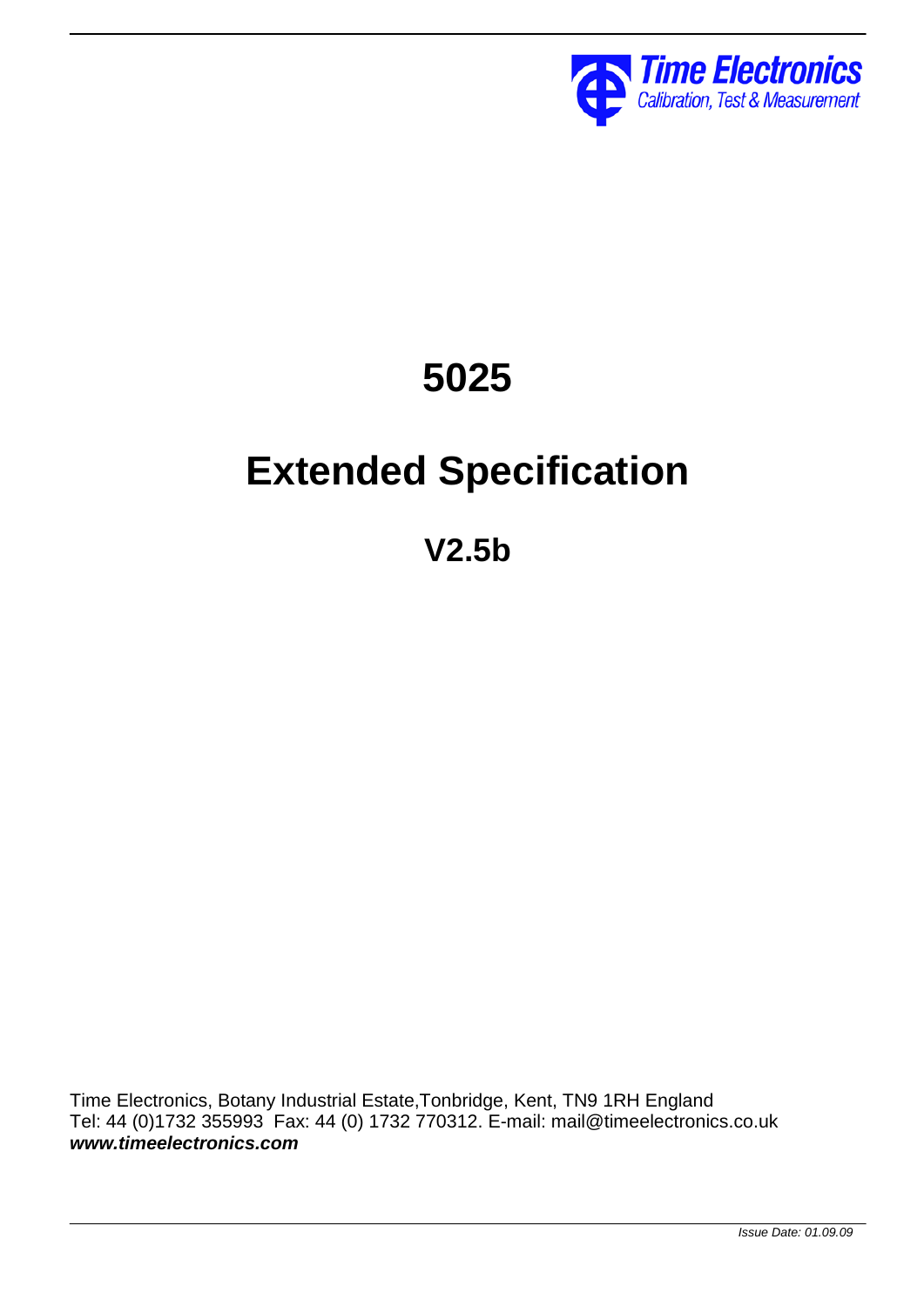**Time Electronics**
*Calibration, Test & Measurement*

# 5025

# Extended Specification

## V2.5b

Time Electronics, Botany Industrial Estate,Tonbridge, Kent, TN9 1RH England
Tel: 44 (0)1732 355993 Fax: 44 (0) 1732 770312. E-mail: mail@timeelectronics.co.uk
***www.timeelectronics.com***

*Issue Date: 01.09.09*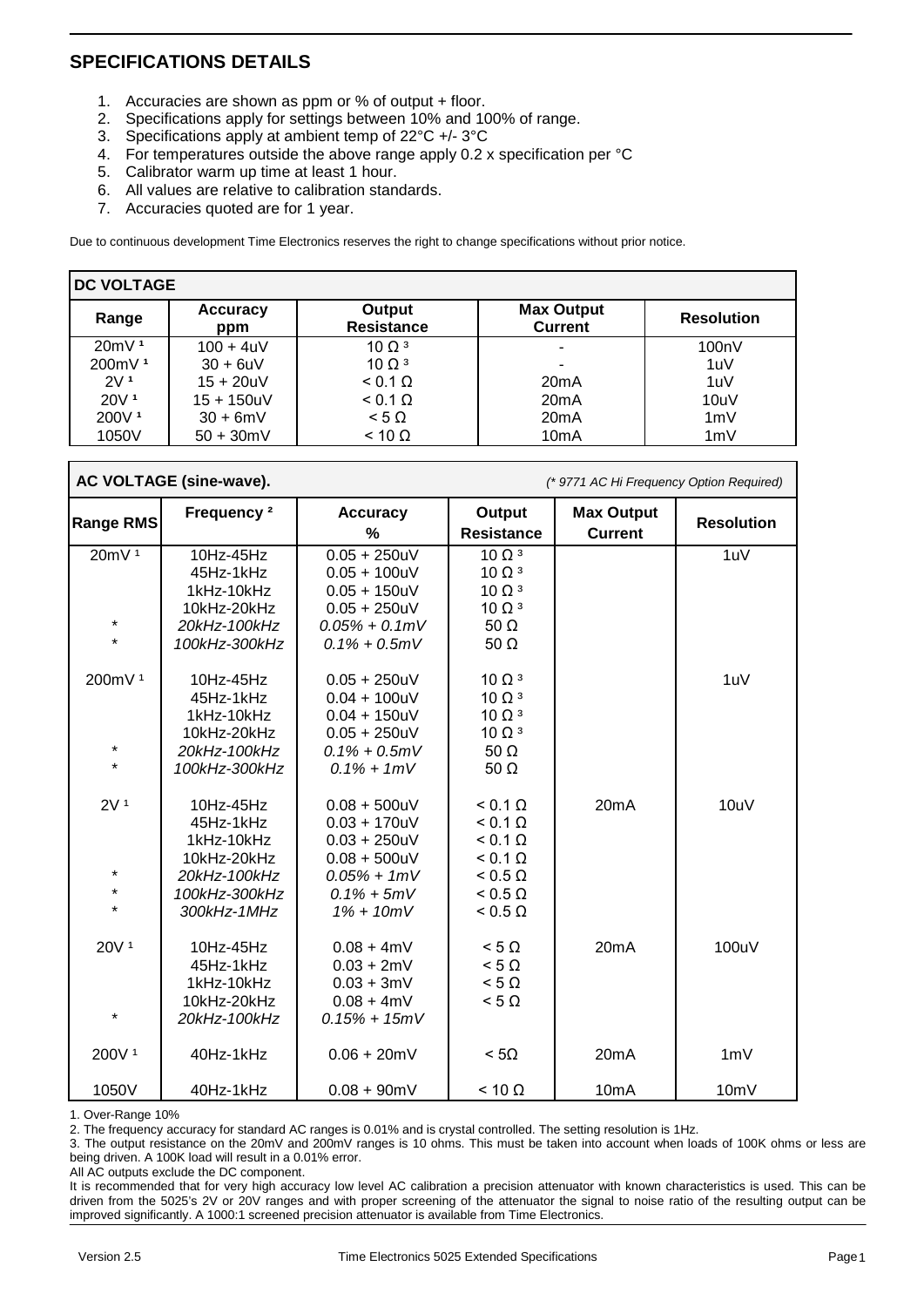## SPECIFICATIONS DETAILS

1. Accuracies are shown as ppm or % of output + floor.
2. Specifications apply for settings between 10% and 100% of range.
3. Specifications apply at ambient temp of 22°C +/- 3°C
4. For temperatures outside the above range apply 0.2 x specification per °C
5. Calibrator warm up time at least 1 hour.
6. All values are relative to calibration standards.
7. Accuracies quoted are for 1 year.

Due to continuous development Time Electronics reserves the right to change specifications without prior notice.

**DC VOLTAGE**

| Range | Accuracy ppm | Output Resistance | Max Output Current | Resolution |
|---|---|---|---|---|
| 20mV [1] | 100 + 4uV | 10 Ω [3] | - | 100nV |
| 200mV [1] | 30 + 6uV | 10 Ω [3] | - | 1uV |
| 2V [1] | 15 + 20uV | < 0.1 Ω | 20mA | 1uV |
| 20V [1] | 15 + 150uV | < 0.1 Ω | 20mA | 10uV |
| 200V [1] | 30 + 6mV | < 5 Ω | 20mA | 1mV |
| 1050V | 50 + 30mV | < 10 Ω | 10mA | 1mV |

**AC VOLTAGE (sine-wave).** *(* 9771 AC Hi Frequency Option Required)*

| Range RMS | Frequency [2] | Accuracy % | Output Resistance | Max Output Current | Resolution |
|---|---|---|---|---|---|
| 20mV [1] | 10Hz-45Hz | 0.05 + 250uV | 10 Ω [3] | | 1uV |
| | 45Hz-1kHz | 0.05 + 100uV | 10 Ω [3] | | |
| | 1kHz-10kHz | 0.05 + 150uV | 10 Ω [3] | | |
| | 10kHz-20kHz | 0.05 + 250uV | 10 Ω [3] | | |
| * | *20kHz-100kHz* | *0.05% + 0.1mV* | 50 Ω | | |
| * | *100kHz-300kHz* | *0.1% + 0.5mV* | 50 Ω | | |
| 200mV [1] | 10Hz-45Hz | 0.05 + 250uV | 10 Ω [3] | | 1uV |
| | 45Hz-1kHz | 0.04 + 100uV | 10 Ω [3] | | |
| | 1kHz-10kHz | 0.04 + 150uV | 10 Ω [3] | | |
| | 10kHz-20kHz | 0.05 + 250uV | 10 Ω [3] | | |
| * | *20kHz-100kHz* | *0.1% + 0.5mV* | 50 Ω | | |
| * | *100kHz-300kHz* | *0.1% + 1mV* | 50 Ω | | |
| 2V [1] | 10Hz-45Hz | 0.08 + 500uV | < 0.1 Ω | 20mA | 10uV |
| | 45Hz-1kHz | 0.03 + 170uV | < 0.1 Ω | | |
| | 1kHz-10kHz | 0.03 + 250uV | < 0.1 Ω | | |
| | 10kHz-20kHz | 0.08 + 500uV | < 0.1 Ω | | |
| * | *20kHz-100kHz* | *0.05% + 1mV* | < 0.5 Ω | | |
| * | *100kHz-300kHz* | *0.1% + 5mV* | < 0.5 Ω | | |
| * | *300kHz-1MHz* | *1% + 10mV* | < 0.5 Ω | | |
| 20V [1] | 10Hz-45Hz | 0.08 + 4mV | < 5 Ω | 20mA | 100uV |
| | 45Hz-1kHz | 0.03 + 2mV | < 5 Ω | | |
| | 1kHz-10kHz | 0.03 + 3mV | < 5 Ω | | |
| | 10kHz-20kHz | 0.08 + 4mV | < 5 Ω | | |
| * | *20kHz-100kHz* | *0.15% + 15mV* | | | |
| 200V [1] | 40Hz-1kHz | 0.06 + 20mV | < 5Ω | 20mA | 1mV |
| 1050V | 40Hz-1kHz | 0.08 + 90mV | < 10 Ω | 10mA | 10mV |

1. Over-Range 10%

2. The frequency accuracy for standard AC ranges is 0.01% and is crystal controlled. The setting resolution is 1Hz.

3. The output resistance on the 20mV and 200mV ranges is 10 ohms. This must be taken into account when loads of 100K ohms or less are being driven. A 100K load will result in a 0.01% error.

All AC outputs exclude the DC component.

It is recommended that for very high accuracy low level AC calibration a precision attenuator with known characteristics is used. This can be driven from the 5025's 2V or 20V ranges and with proper screening of the attenuator the signal to noise ratio of the resulting output can be improved significantly. A 1000:1 screened precision attenuator is available from Time Electronics.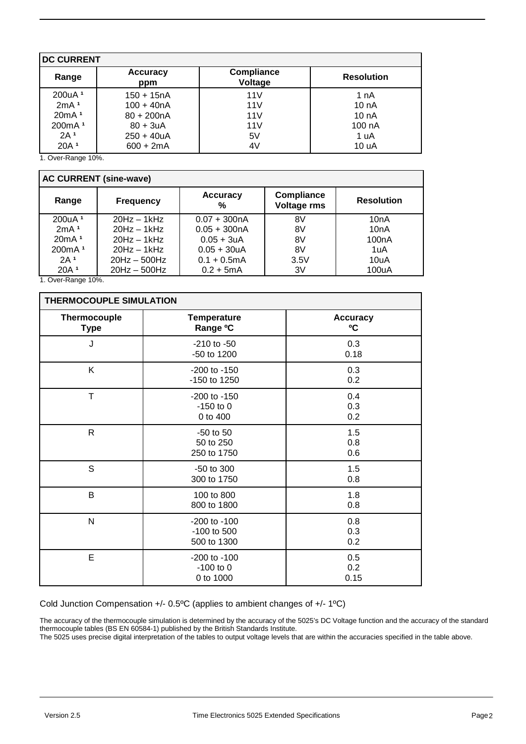## DC CURRENT

| Range | Accuracy ppm | Compliance Voltage | Resolution |
|---|---|---|---|
| 200uA [1] | 150 + 15nA | 11V | 1 nA |
| 2mA [1] | 100 + 40nA | 11V | 10 nA |
| 20mA [1] | 80 + 200nA | 11V | 10 nA |
| 200mA [1] | 80 + 3uA | 11V | 100 nA |
| 2A [1] | 250 + 40uA | 5V | 1 uA |
| 20A [1] | 600 + 2mA | 4V | 10 uA |

1. Over-Range 10%.

## AC CURRENT (sine-wave)

| Range | Frequency | Accuracy % | Compliance Voltage rms | Resolution |
|---|---|---|---|---|
| 200uA [1] | 20Hz – 1kHz | 0.07 + 300nA | 8V | 10nA |
| 2mA [1] | 20Hz – 1kHz | 0.05 + 300nA | 8V | 10nA |
| 20mA [1] | 20Hz – 1kHz | 0.05 + 3uA | 8V | 100nA |
| 200mA [1] | 20Hz – 1kHz | 0.05 + 30uA | 8V | 1uA |
| 2A [1] | 20Hz – 500Hz | 0.1 + 0.5mA | 3.5V | 10uA |
| 20A [1] | 20Hz – 500Hz | 0.2 + 5mA | 3V | 100uA |

1. Over-Range 10%.

## THERMOCOUPLE SIMULATION

| Thermocouple Type | Temperature Range ºC | Accuracy ºC |
|---|---|---|
| J | -210 to -50<br>-50 to 1200 | 0.3<br>0.18 |
| K | -200 to -150<br>-150 to 1250 | 0.3<br>0.2 |
| T | -200 to -150<br>-150 to 0<br>0 to 400 | 0.4<br>0.3<br>0.2 |
| R | -50 to 50<br>50 to 250<br>250 to 1750 | 1.5<br>0.8<br>0.6 |
| S | -50 to 300<br>300 to 1750 | 1.5<br>0.8 |
| B | 100 to 800<br>800 to 1800 | 1.8<br>0.8 |
| N | -200 to -100<br>-100 to 500<br>500 to 1300 | 0.8<br>0.3<br>0.2 |
| E | -200 to -100<br>-100 to 0<br>0 to 1000 | 0.5<br>0.2<br>0.15 |

Cold Junction Compensation +/- 0.5ºC (applies to ambient changes of +/- 1ºC)

The accuracy of the thermocouple simulation is determined by the accuracy of the 5025's DC Voltage function and the accuracy of the standard thermocouple tables (BS EN 60584-1) published by the British Standards Institute.
The 5025 uses precise digital interpretation of the tables to output voltage levels that are within the accuracies specified in the table above.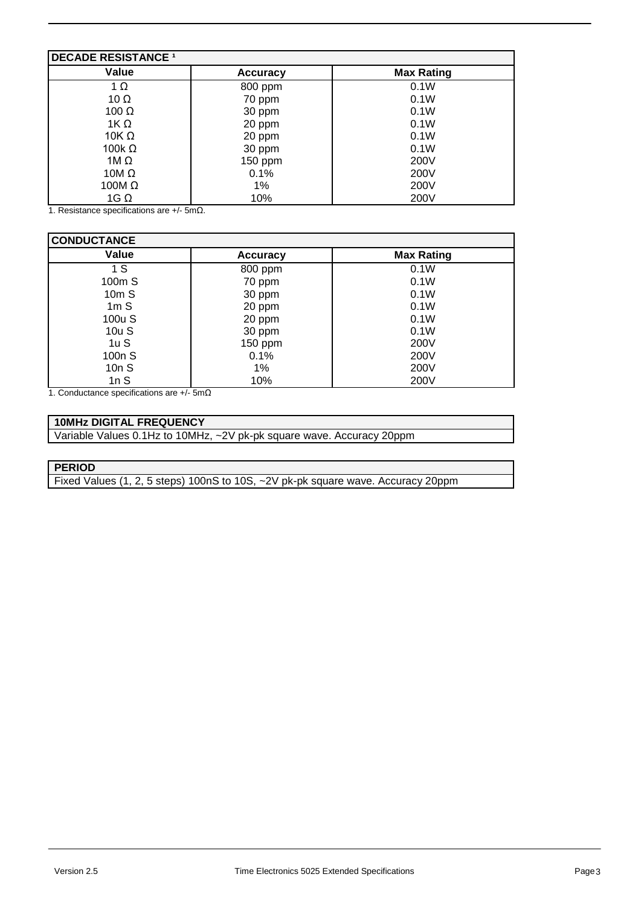| DECADE RESISTANCE [1] | | |
|---|---|---|
| **Value** | **Accuracy** | **Max Rating** |
| 1 Ω | 800 ppm | 0.1W |
| 10 Ω | 70 ppm | 0.1W |
| 100 Ω | 30 ppm | 0.1W |
| 1K Ω | 20 ppm | 0.1W |
| 10K Ω | 20 ppm | 0.1W |
| 100k Ω | 30 ppm | 0.1W |
| 1M Ω | 150 ppm | 200V |
| 10M Ω | 0.1% | 200V |
| 100M Ω | 1% | 200V |
| 1G Ω | 10% | 200V |

1. Resistance specifications are +/- 5mΩ.

| CONDUCTANCE | | |
|---|---|---|
| **Value** | **Accuracy** | **Max Rating** |
| 1 S | 800 ppm | 0.1W |
| 100m S | 70 ppm | 0.1W |
| 10m S | 30 ppm | 0.1W |
| 1m S | 20 ppm | 0.1W |
| 100u S | 20 ppm | 0.1W |
| 10u S | 30 ppm | 0.1W |
| 1u S | 150 ppm | 200V |
| 100n S | 0.1% | 200V |
| 10n S | 1% | 200V |
| 1n S | 10% | 200V |

1. Conductance specifications are +/- 5mΩ

| 10MHz DIGITAL FREQUENCY |
|---|
| Variable Values 0.1Hz to 10MHz, ~2V pk-pk square wave. Accuracy 20ppm |

| PERIOD |
|---|
| Fixed Values (1, 2, 5 steps) 100nS to 10S, ~2V pk-pk square wave. Accuracy 20ppm |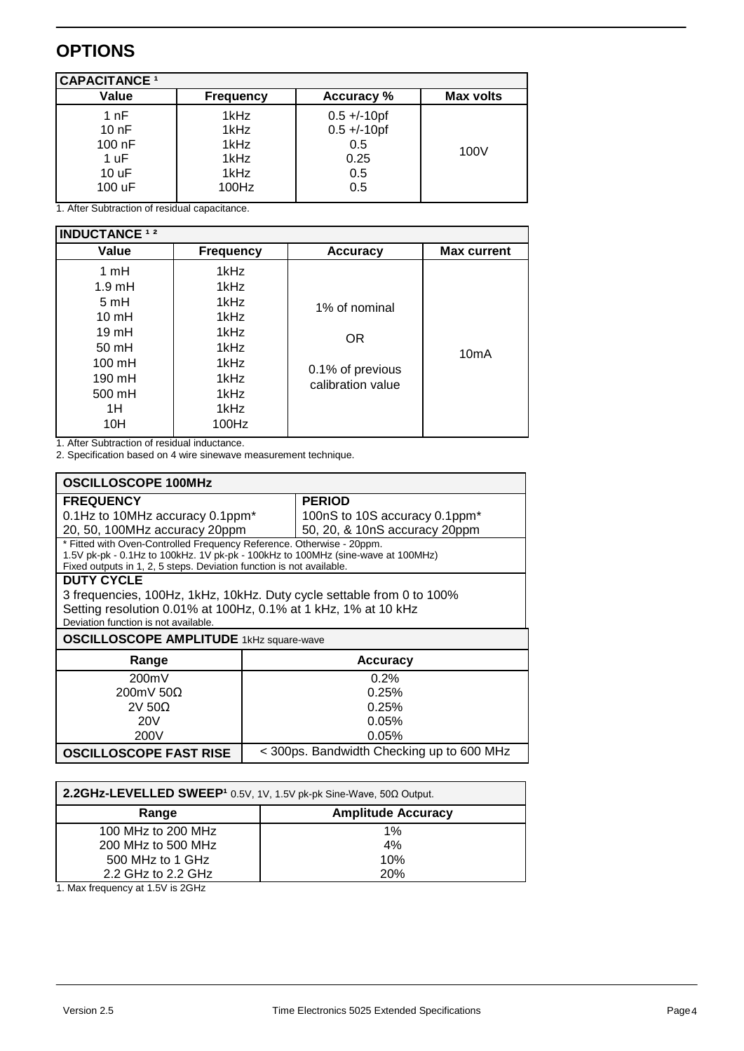## OPTIONS

| CAPACITANCE [1] | | | |
|---|---|---|---|
| **Value** | **Frequency** | **Accuracy %** | **Max volts** |
| 1 nF | 1kHz | 0.5 +/-10pf | 100V |
| 10 nF | 1kHz | 0.5 +/-10pf | |
| 100 nF | 1kHz | 0.5 | |
| 1 uF | 1kHz | 0.25 | |
| 10 uF | 1kHz | 0.5 | |
| 100 uF | 100Hz | 0.5 | |

1. After Subtraction of residual capacitance.

| INDUCTANCE [1,2] | | | |
|---|---|---|---|
| **Value** | **Frequency** | **Accuracy** | **Max current** |
| 1 mH | 1kHz | 1% of nominal OR 0.1% of previous calibration value | 10mA |
| 1.9 mH | 1kHz | | |
| 5 mH | 1kHz | | |
| 10 mH | 1kHz | | |
| 19 mH | 1kHz | | |
| 50 mH | 1kHz | | |
| 100 mH | 1kHz | | |
| 190 mH | 1kHz | | |
| 500 mH | 1kHz | | |
| 1H | 1kHz | | |
| 10H | 100Hz | | |

1. After Subtraction of residual inductance.
2. Specification based on 4 wire sinewave measurement technique.

### OSCILLOSCOPE 100MHz

| FREQUENCY | PERIOD |
|---|---|
| 0.1Hz to 10MHz accuracy 0.1ppm* | 100nS to 10S accuracy 0.1ppm* |
| 20, 50, 100MHz accuracy 20ppm | 50, 20, & 10nS accuracy 20ppm |

\* Fitted with Oven-Controlled Frequency Reference. Otherwise - 20ppm.
1.5V pk-pk - 0.1Hz to 100kHz. 1V pk-pk - 100kHz to 100MHz (sine-wave at 100MHz)
Fixed outputs in 1, 2, 5 steps. Deviation function is not available.

**DUTY CYCLE**

3 frequencies, 100Hz, 1kHz, 10kHz. Duty cycle settable from 0 to 100%
Setting resolution 0.01% at 100Hz, 0.1% at 1 kHz, 1% at 10 kHz
Deviation function is not available.

**OSCILLOSCOPE AMPLITUDE** 1kHz square-wave

| Range | Accuracy |
|---|---|
| 200mV | 0.2% |
| 200mV 50Ω | 0.25% |
| 2V 50Ω | 0.25% |
| 20V | 0.05% |
| 200V | 0.05% |
| **OSCILLOSCOPE FAST RISE** | < 300ps. Bandwidth Checking up to 600 MHz |

**2.2GHz-LEVELLED SWEEP**[1] 0.5V, 1V, 1.5V pk-pk Sine-Wave, 50Ω Output.

| Range | Amplitude Accuracy |
|---|---|
| 100 MHz to 200 MHz | 1% |
| 200 MHz to 500 MHz | 4% |
| 500 MHz to 1 GHz | 10% |
| 2.2 GHz to 2.2 GHz | 20% |

1. Max frequency at 1.5V is 2GHz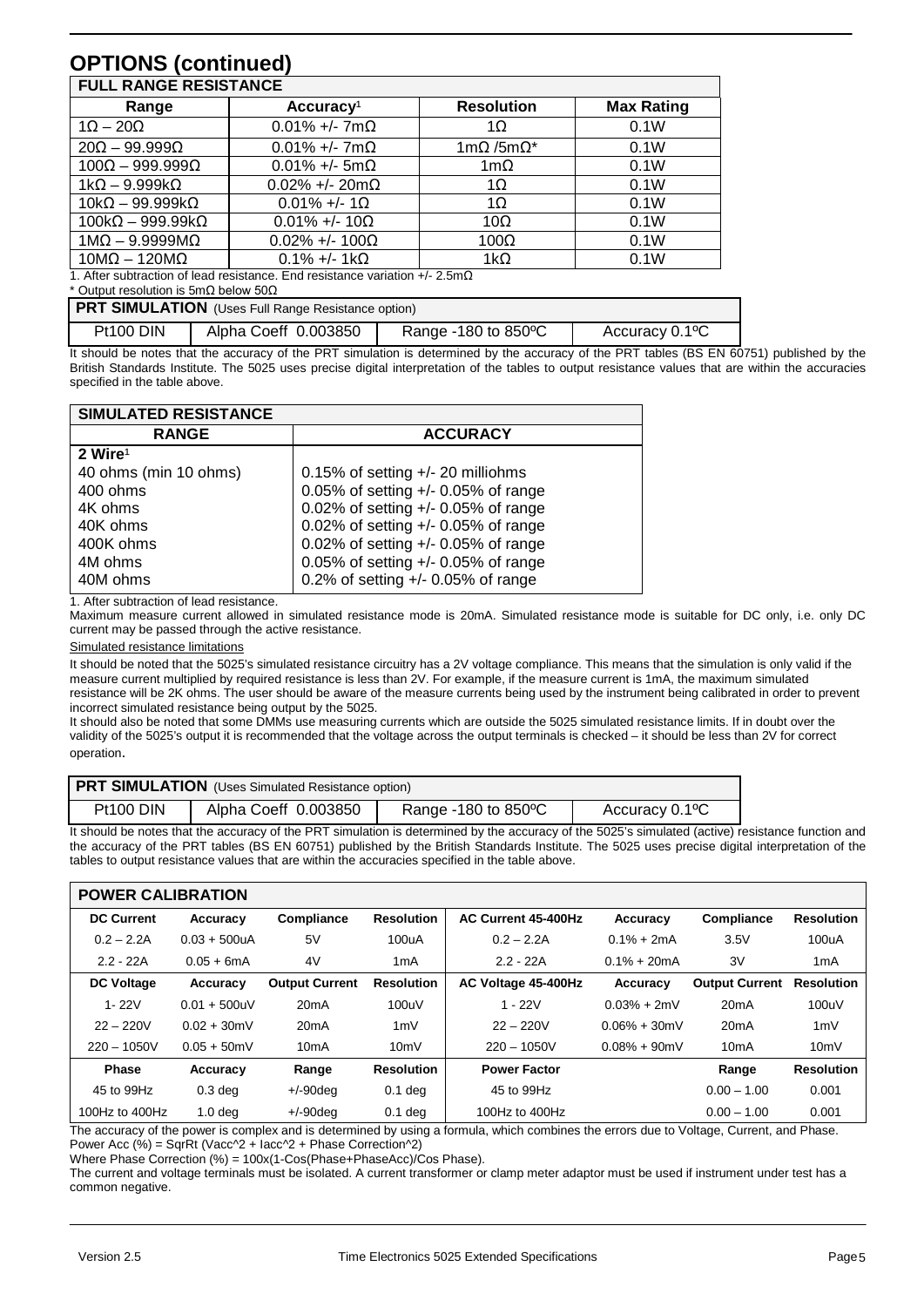# OPTIONS (continued)

| FULL RANGE RESISTANCE | | | |
|---|---|---|---|
| Range | Accuracy[1] | Resolution | Max Rating |
| 1Ω – 20Ω | 0.01% +/- 7mΩ | 1Ω | 0.1W |
| 20Ω – 99.999Ω | 0.01% +/- 7mΩ | 1mΩ /5mΩ* | 0.1W |
| 100Ω – 999.999Ω | 0.01% +/- 5mΩ | 1mΩ | 0.1W |
| 1kΩ – 9.999kΩ | 0.02% +/- 20mΩ | 1Ω | 0.1W |
| 10kΩ – 99.999kΩ | 0.01% +/- 1Ω | 1Ω | 0.1W |
| 100kΩ – 999.99kΩ | 0.01% +/- 10Ω | 10Ω | 0.1W |
| 1MΩ – 9.9999MΩ | 0.02% +/- 100Ω | 100Ω | 0.1W |
| 10MΩ – 120MΩ | 0.1% +/- 1kΩ | 1kΩ | 0.1W |

1. After subtraction of lead resistance. End resistance variation +/- 2.5mΩ
* Output resolution is 5mΩ below 50Ω

| PRT SIMULATION (Uses Full Range Resistance option) | | | |
|---|---|---|---|
| Pt100 DIN | Alpha Coeff 0.003850 | Range -180 to 850ºC | Accuracy 0.1ºC |

It should be notes that the accuracy of the PRT simulation is determined by the accuracy of the PRT tables (BS EN 60751) published by the British Standards Institute. The 5025 uses precise digital interpretation of the tables to output resistance values that are within the accuracies specified in the table above.

| SIMULATED RESISTANCE | |
|---|---|
| RANGE | ACCURACY |
| **2 Wire**[1] | |
| 40 ohms (min 10 ohms) | 0.15% of setting +/- 20 milliohms |
| 400 ohms | 0.05% of setting +/- 0.05% of range |
| 4K ohms | 0.02% of setting +/- 0.05% of range |
| 40K ohms | 0.02% of setting +/- 0.05% of range |
| 400K ohms | 0.02% of setting +/- 0.05% of range |
| 4M ohms | 0.05% of setting +/- 0.05% of range |
| 40M ohms | 0.2% of setting +/- 0.05% of range |

1. After subtraction of lead resistance.

Maximum measure current allowed in simulated resistance mode is 20mA. Simulated resistance mode is suitable for DC only, i.e. only DC current may be passed through the active resistance.

Simulated resistance limitations

It should be noted that the 5025's simulated resistance circuitry has a 2V voltage compliance. This means that the simulation is only valid if the measure current multiplied by required resistance is less than 2V. For example, if the measure current is 1mA, the maximum simulated resistance will be 2K ohms. The user should be aware of the measure currents being used by the instrument being calibrated in order to prevent incorrect simulated resistance being output by the 5025.

It should also be noted that some DMMs use measuring currents which are outside the 5025 simulated resistance limits. If in doubt over the validity of the 5025's output it is recommended that the voltage across the output terminals is checked – it should be less than 2V for correct operation.

| PRT SIMULATION (Uses Simulated Resistance option) | | | |
|---|---|---|---|
| Pt100 DIN | Alpha Coeff 0.003850 | Range -180 to 850ºC | Accuracy 0.1ºC |

It should be notes that the accuracy of the PRT simulation is determined by the accuracy of the 5025's simulated (active) resistance function and the accuracy of the PRT tables (BS EN 60751) published by the British Standards Institute. The 5025 uses precise digital interpretation of the tables to output resistance values that are within the accuracies specified in the table above.

| POWER CALIBRATION | | | | | | | |
|---|---|---|---|---|---|---|---|
| **DC Current** | **Accuracy** | **Compliance** | **Resolution** | **AC Current 45-400Hz** | **Accuracy** | **Compliance** | **Resolution** |
| 0.2 – 2.2A | 0.03 + 500uA | 5V | 100uA | 0.2 – 2.2A | 0.1% + 2mA | 3.5V | 100uA |
| 2.2 - 22A | 0.05 + 6mA | 4V | 1mA | 2.2 - 22A | 0.1% + 20mA | 3V | 1mA |
| **DC Voltage** | **Accuracy** | **Output Current** | **Resolution** | **AC Voltage 45-400Hz** | **Accuracy** | **Output Current** | **Resolution** |
| 1- 22V | 0.01 + 500uV | 20mA | 100uV | 1 - 22V | 0.03% + 2mV | 20mA | 100uV |
| 22 – 220V | 0.02 + 30mV | 20mA | 1mV | 22 – 220V | 0.06% + 30mV | 20mA | 1mV |
| 220 – 1050V | 0.05 + 50mV | 10mA | 10mV | 220 – 1050V | 0.08% + 90mV | 10mA | 10mV |
| **Phase** | **Accuracy** | **Range** | **Resolution** | **Power Factor** | | **Range** | **Resolution** |
| 45 to 99Hz | 0.3 deg | +/-90deg | 0.1 deg | 45 to 99Hz | | 0.00 – 1.00 | 0.001 |
| 100Hz to 400Hz | 1.0 deg | +/-90deg | 0.1 deg | 100Hz to 400Hz | | 0.00 – 1.00 | 0.001 |

The accuracy of the power is complex and is determined by using a formula, which combines the errors due to Voltage, Current, and Phase.
Power Acc (%) = SqrRt (Vacc^2 + Iacc^2 + Phase Correction^2)
Where Phase Correction (%) = 100x(1-Cos(Phase+PhaseAcc)/Cos Phase).
The current and voltage terminals must be isolated. A current transformer or clamp meter adaptor must be used if instrument under test has a common negative.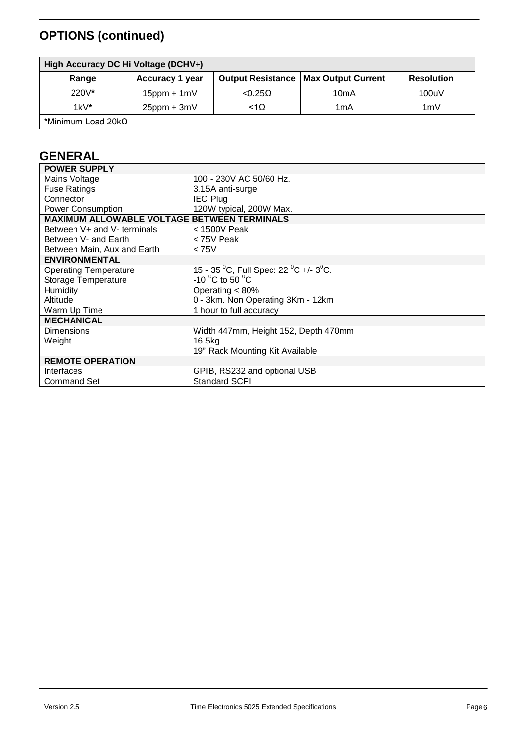## OPTIONS (continued)

| High Accuracy DC Hi Voltage (DCHV+) | | | | |
|---|---|---|---|---|
| **Range** | **Accuracy 1 year** | **Output Resistance** | **Max Output Current** | **Resolution** |
| 220V* | 15ppm + 1mV | <0.25Ω | 10mA | 100uV |
| 1kV* | 25ppm + 3mV | <1Ω | 1mA | 1mV |
| *Minimum Load 20kΩ | | | | |

## GENERAL

| | |
|---|---|
| **POWER SUPPLY** | |
| Mains Voltage | 100 - 230V AC 50/60 Hz. |
| Fuse Ratings | 3.15A anti-surge |
| Connector | IEC Plug |
| Power Consumption | 120W typical, 200W Max. |
| **MAXIMUM ALLOWABLE VOLTAGE BETWEEN TERMINALS** | |
| Between V+ and V- terminals | < 1500V Peak |
| Between V- and Earth | < 75V Peak |
| Between Main, Aux and Earth | < 75V |
| **ENVIRONMENTAL** | |
| Operating Temperature | 15 - 35 $^0$C, Full Spec: 22 $^0$C +/- 3$^0$C. |
| Storage Temperature | -10 $^0$C to 50 $^0$C |
| Humidity | Operating < 80% |
| Altitude | 0 - 3km. Non Operating 3Km - 12km |
| Warm Up Time | 1 hour to full accuracy |
| **MECHANICAL** | |
| Dimensions | Width 447mm, Height 152, Depth 470mm |
| Weight | 16.5kg |
| | 19" Rack Mounting Kit Available |
| **REMOTE OPERATION** | |
| Interfaces | GPIB, RS232 and optional USB |
| Command Set | Standard SCPI |